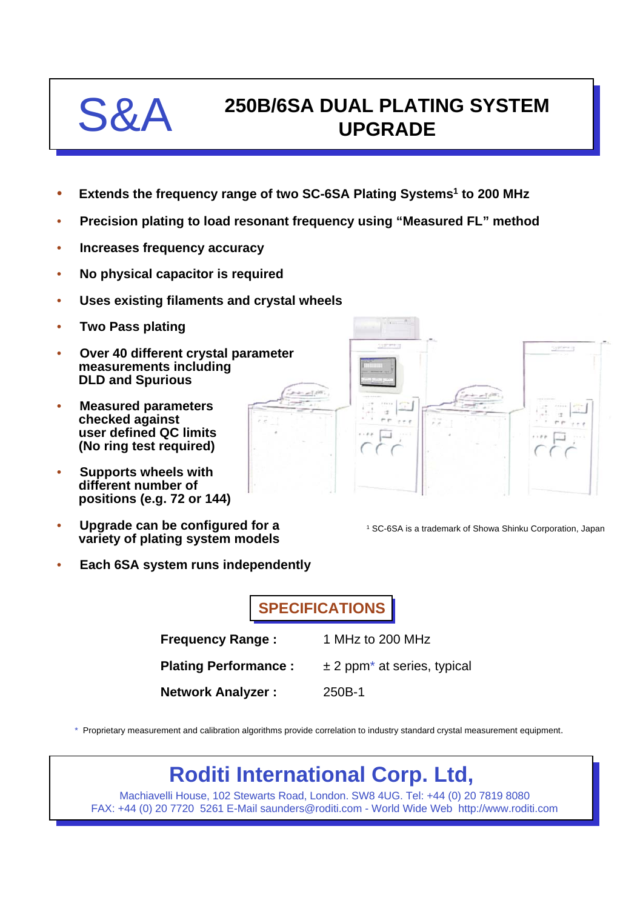S&A

# 250B/6SA DUAL PLATING SYSTEM UPGRADE

- **Extends the frequency range of two SC-6SA Plating Systems[1] to 200 MHz**
- **Precision plating to load resonant frequency using "Measured FL" method**
- **Increases frequency accuracy**
- **No physical capacitor is required**
- **Uses existing filaments and crystal wheels**
- **Two Pass plating**
- **Over 40 different crystal parameter measurements including DLD and Spurious**
- **Measured parameters checked against user defined QC limits (No ring test required)**
- **Supports wheels with different number of positions (e.g. 72 or 144)**
- **Upgrade can be configured for a variety of plating system models**
- **Each 6SA system runs independently**

[1] SC-6SA is a trademark of Showa Shinku Corporation, Japan

## SPECIFICATIONS

| | |
|---|---|
| **Frequency Range :** | 1 MHz to 200 MHz |
| **Plating Performance :** | ± 2 ppm* at series, typical |
| **Network Analyzer :** | 250B-1 |

\* Proprietary measurement and calibration algorithms provide correlation to industry standard crystal measurement equipment.

## Roditi International Corp. Ltd,

Machiavelli House, 102 Stewarts Road, London. SW8 4UG. Tel: +44 (0) 20 7819 8080
FAX: +44 (0) 20 7720 5261 E-Mail saunders@roditi.com - World Wide Web http://www.roditi.com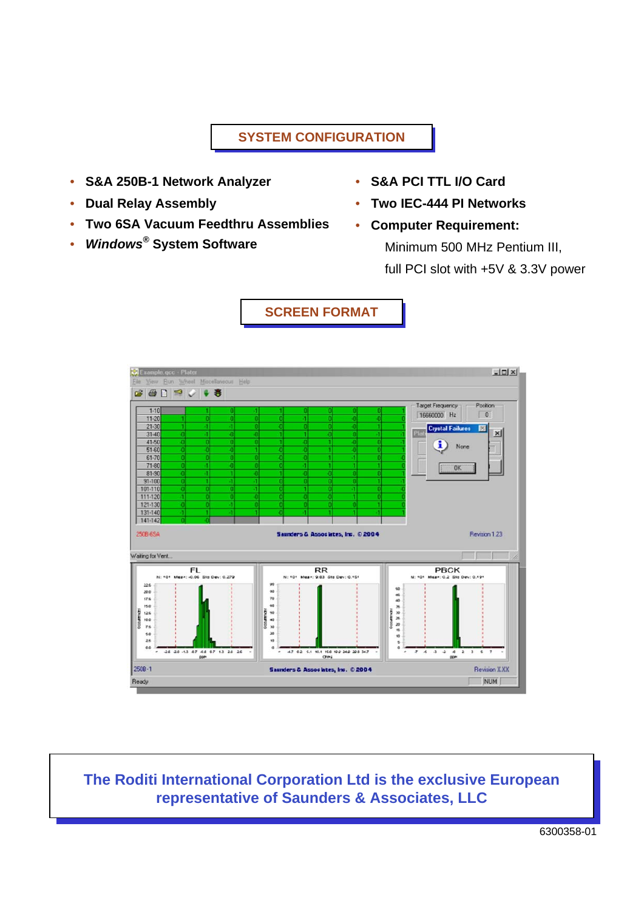## SYSTEM CONFIGURATION

- **S&A 250B-1 Network Analyzer**
- **Dual Relay Assembly**
- **Two 6SA Vacuum Feedthru Assemblies**
- ***Windows*® System Software**
- **S&A PCI TTL I/O Card**
- **Two IEC-444 PI Networks**
- **Computer Requirement:**

  Minimum 500 MHz Pentium III,

  full PCI slot with +5V & 3.3V power

## SCREEN FORMAT

**The Roditi International Corporation Ltd is the exclusive European representative of Saunders & Associates, LLC**

6300358-01